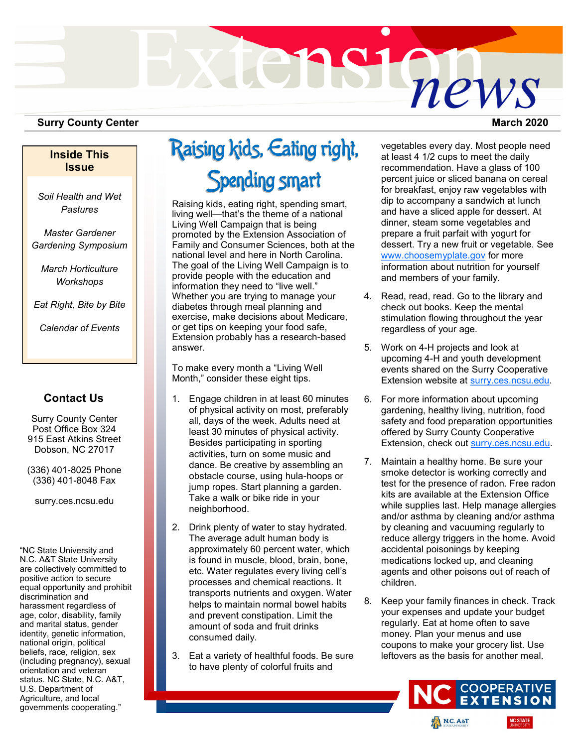# Extension *news*

**Surry County Center** **March 2020**

### Inside This Issue

*Soil Health and Wet Pastures*

*Master Gardener Gardening Symposium*

*March Horticulture Workshops*

*Eat Right, Bite by Bite*

*Calendar of Events*

### Contact Us

Surry County Center
Post Office Box 324
915 East Atkins Street
Dobson, NC 27017

(336) 401-8025 Phone
(336) 401-8048 Fax

surry.ces.ncsu.edu

"NC State University and N.C. A&T State University are collectively committed to positive action to secure equal opportunity and prohibit discrimination and harassment regardless of age, color, disability, family and marital status, gender identity, genetic information, national origin, political beliefs, race, religion, sex (including pregnancy), sexual orientation and veteran status. NC State, N.C. A&T, U.S. Department of Agriculture, and local governments cooperating."

## Raising kids, Eating right, Spending smart

Raising kids, eating right, spending smart, living well—that's the theme of a national Living Well Campaign that is being promoted by the Extension Association of Family and Consumer Sciences, both at the national level and here in North Carolina. The goal of the Living Well Campaign is to provide people with the education and information they need to "live well." Whether you are trying to manage your diabetes through meal planning and exercise, make decisions about Medicare, or get tips on keeping your food safe, Extension probably has a research-based answer.

To make every month a "Living Well Month," consider these eight tips.

1. Engage children in at least 60 minutes of physical activity on most, preferably all, days of the week. Adults need at least 30 minutes of physical activity. Besides participating in sporting activities, turn on some music and dance. Be creative by assembling an obstacle course, using hula-hoops or jump ropes. Start planning a garden. Take a walk or bike ride in your neighborhood.
2. Drink plenty of water to stay hydrated. The average adult human body is approximately 60 percent water, which is found in muscle, blood, brain, bone, etc. Water regulates every living cell's processes and chemical reactions. It transports nutrients and oxygen. Water helps to maintain normal bowel habits and prevent constipation. Limit the amount of soda and fruit drinks consumed daily.
3. Eat a variety of healthful foods. Be sure to have plenty of colorful fruits and vegetables every day. Most people need at least 4 1/2 cups to meet the daily recommendation. Have a glass of 100 percent juice or sliced banana on cereal for breakfast, enjoy raw vegetables with dip to accompany a sandwich at lunch and have a sliced apple for dessert. At dinner, steam some vegetables and prepare a fruit parfait with yogurt for dessert. Try a new fruit or vegetable. See www.choosemyplate.gov for more information about nutrition for yourself and members of your family.
4. Read, read, read. Go to the library and check out books. Keep the mental stimulation flowing throughout the year regardless of your age.
5. Work on 4-H projects and look at upcoming 4-H and youth development events shared on the Surry Cooperative Extension website at surry.ces.ncsu.edu.
6. For more information about upcoming gardening, healthy living, nutrition, food safety and food preparation opportunities offered by Surry County Cooperative Extension, check out surry.ces.ncsu.edu.
7. Maintain a healthy home. Be sure your smoke detector is working correctly and test for the presence of radon. Free radon kits are available at the Extension Office while supplies last. Help manage allergies and/or asthma by cleaning and/or asthma by cleaning and vacuuming regularly to reduce allergy triggers in the home. Avoid accidental poisonings by keeping medications locked up, and cleaning agents and other poisons out of reach of children.
8. Keep your family finances in check. Track your expenses and update your budget regularly. Eat at home often to save money. Plan your menus and use coupons to make your grocery list. Use leftovers as the basis for another meal.

NC COOPERATIVE EXTENSION
N.C. A&T STATE UNIVERSITY
NC STATE UNIVERSITY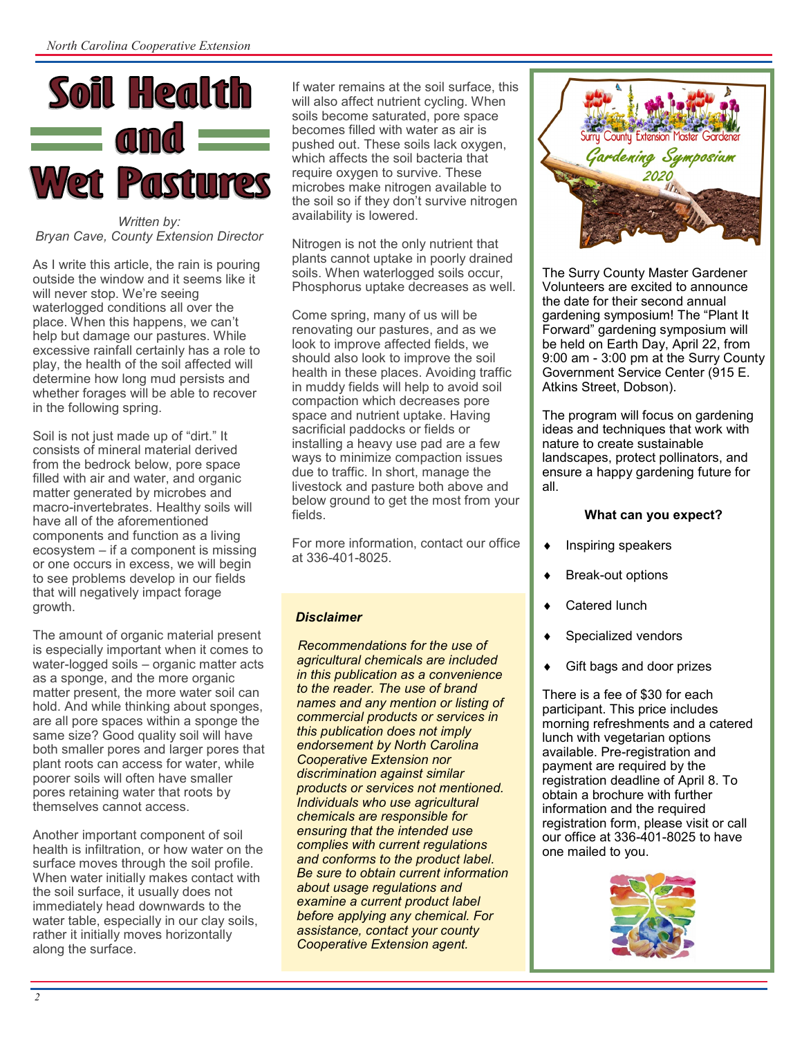# Soil Health and Wet Pastures

*Written by:*
*Bryan Cave, County Extension Director*

As I write this article, the rain is pouring outside the window and it seems like it will never stop. We're seeing waterlogged conditions all over the place. When this happens, we can't help but damage our pastures. While excessive rainfall certainly has a role to play, the health of the soil affected will determine how long mud persists and whether forages will be able to recover in the following spring.

Soil is not just made up of "dirt." It consists of mineral material derived from the bedrock below, pore space filled with air and water, and organic matter generated by microbes and macro-invertebrates. Healthy soils will have all of the aforementioned components and function as a living ecosystem – if a component is missing or one occurs in excess, we will begin to see problems develop in our fields that will negatively impact forage growth.

The amount of organic material present is especially important when it comes to water-logged soils – organic matter acts as a sponge, and the more organic matter present, the more water soil can hold. And while thinking about sponges, are all pore spaces within a sponge the same size? Good quality soil will have both smaller pores and larger pores that plant roots can access for water, while poorer soils will often have smaller pores retaining water that roots by themselves cannot access.

Another important component of soil health is infiltration, or how water on the surface moves through the soil profile. When water initially makes contact with the soil surface, it usually does not immediately head downwards to the water table, especially in our clay soils, rather it initially moves horizontally along the surface.

If water remains at the soil surface, this will also affect nutrient cycling. When soils become saturated, pore space becomes filled with water as air is pushed out. These soils lack oxygen, which affects the soil bacteria that require oxygen to survive. These microbes make nitrogen available to the soil so if they don't survive nitrogen availability is lowered.

Nitrogen is not the only nutrient that plants cannot uptake in poorly drained soils. When waterlogged soils occur, Phosphorus uptake decreases as well.

Come spring, many of us will be renovating our pastures, and as we look to improve affected fields, we should also look to improve the soil health in these places. Avoiding traffic in muddy fields will help to avoid soil compaction which decreases pore space and nutrient uptake. Having sacrificial paddocks or fields or installing a heavy use pad are a few ways to minimize compaction issues due to traffic. In short, manage the livestock and pasture both above and below ground to get the most from your fields.

For more information, contact our office at 336-401-8025.

***Disclaimer***

*Recommendations for the use of agricultural chemicals are included in this publication as a convenience to the reader. The use of brand names and any mention or listing of commercial products or services in this publication does not imply endorsement by North Carolina Cooperative Extension nor discrimination against similar products or services not mentioned. Individuals who use agricultural chemicals are responsible for ensuring that the intended use complies with current regulations and conforms to the product label. Be sure to obtain current information about usage regulations and examine a current product label before applying any chemical. For assistance, contact your county Cooperative Extension agent.*

## Surry County Extension Master Gardener Gardening Symposium 2020

The Surry County Master Gardener Volunteers are excited to announce the date for their second annual gardening symposium! The "Plant It Forward" gardening symposium will be held on Earth Day, April 22, from 9:00 am - 3:00 pm at the Surry County Government Service Center (915 E. Atkins Street, Dobson).

The program will focus on gardening ideas and techniques that work with nature to create sustainable landscapes, protect pollinators, and ensure a happy gardening future for all.

**What can you expect?**

- Inspiring speakers
- Break-out options
- Catered lunch
- Specialized vendors
- Gift bags and door prizes

There is a fee of $30 for each participant. This price includes morning refreshments and a catered lunch with vegetarian options available. Pre-registration and payment are required by the registration deadline of April 8. To obtain a brochure with further information and the required registration form, please visit or call our office at 336-401-8025 to have one mailed to you.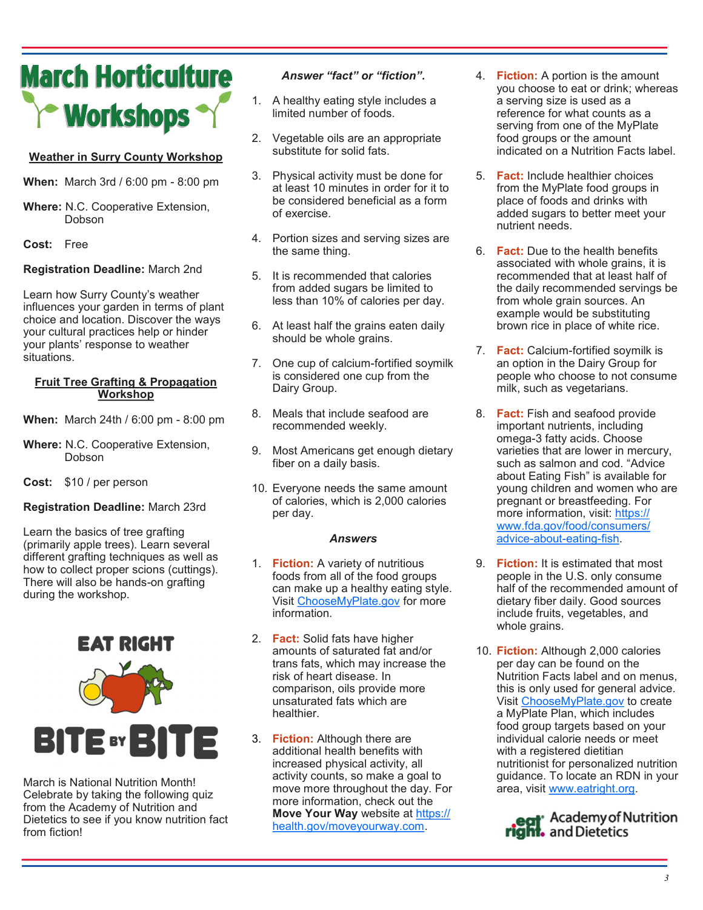# March Horticulture Workshops

## Weather in Surry County Workshop

**When:** March 3rd / 6:00 pm - 8:00 pm

**Where:** N.C. Cooperative Extension, Dobson

**Cost:** Free

**Registration Deadline:** March 2nd

Learn how Surry County's weather influences your garden in terms of plant choice and location. Discover the ways your cultural practices help or hinder your plants' response to weather situations.

## Fruit Tree Grafting & Propagation Workshop

**When:** March 24th / 6:00 pm - 8:00 pm

**Where:** N.C. Cooperative Extension, Dobson

**Cost:** $10 / per person

**Registration Deadline:** March 23rd

Learn the basics of tree grafting (primarily apple trees). Learn several different grafting techniques as well as how to collect proper scions (cuttings). There will also be hands-on grafting during the workshop.

## EAT RIGHT BITE BY BITE

March is National Nutrition Month! Celebrate by taking the following quiz from the Academy of Nutrition and Dietetics to see if you know nutrition fact from fiction!

***Answer "fact" or "fiction".***

1. A healthy eating style includes a limited number of foods.
2. Vegetable oils are an appropriate substitute for solid fats.
3. Physical activity must be done for at least 10 minutes in order for it to be considered beneficial as a form of exercise.
4. Portion sizes and serving sizes are the same thing.
5. It is recommended that calories from added sugars be limited to less than 10% of calories per day.
6. At least half the grains eaten daily should be whole grains.
7. One cup of calcium-fortified soymilk is considered one cup from the Dairy Group.
8. Meals that include seafood are recommended weekly.
9. Most Americans get enough dietary fiber on a daily basis.
10. Everyone needs the same amount of calories, which is 2,000 calories per day.

***Answers***

1. **Fiction:** A variety of nutritious foods from all of the food groups can make up a healthy eating style. Visit ChooseMyPlate.gov for more information.
2. **Fact:** Solid fats have higher amounts of saturated fat and/or trans fats, which may increase the risk of heart disease. In comparison, oils provide more unsaturated fats which are healthier.
3. **Fiction:** Although there are additional health benefits with increased physical activity, all activity counts, so make a goal to move more throughout the day. For more information, check out the **Move Your Way** website at https://health.gov/moveyourway.com.
4. **Fiction:** A portion is the amount you choose to eat or drink; whereas a serving size is used as a reference for what counts as a serving from one of the MyPlate food groups or the amount indicated on a Nutrition Facts label.
5. **Fact:** Include healthier choices from the MyPlate food groups in place of foods and drinks with added sugars to better meet your nutrient needs.
6. **Fact:** Due to the health benefits associated with whole grains, it is recommended that at least half of the daily recommended servings be from whole grain sources. An example would be substituting brown rice in place of white rice.
7. **Fact:** Calcium-fortified soymilk is an option in the Dairy Group for people who choose to not consume milk, such as vegetarians.
8. **Fact:** Fish and seafood provide important nutrients, including omega-3 fatty acids. Choose varieties that are lower in mercury, such as salmon and cod. "Advice about Eating Fish" is available for young children and women who are pregnant or breastfeeding. For more information, visit: https://www.fda.gov/food/consumers/advice-about-eating-fish.
9. **Fiction:** It is estimated that most people in the U.S. only consume half of the recommended amount of dietary fiber daily. Good sources include fruits, vegetables, and whole grains.
10. **Fiction:** Although 2,000 calories per day can be found on the Nutrition Facts label and on menus, this is only used for general advice. Visit ChooseMyPlate.gov to create a MyPlate Plan, which includes food group targets based on your individual calorie needs or meet with a registered dietitian nutritionist for personalized nutrition guidance. To locate an RDN in your area, visit www.eatright.org.

eat right. Academy of Nutrition and Dietetics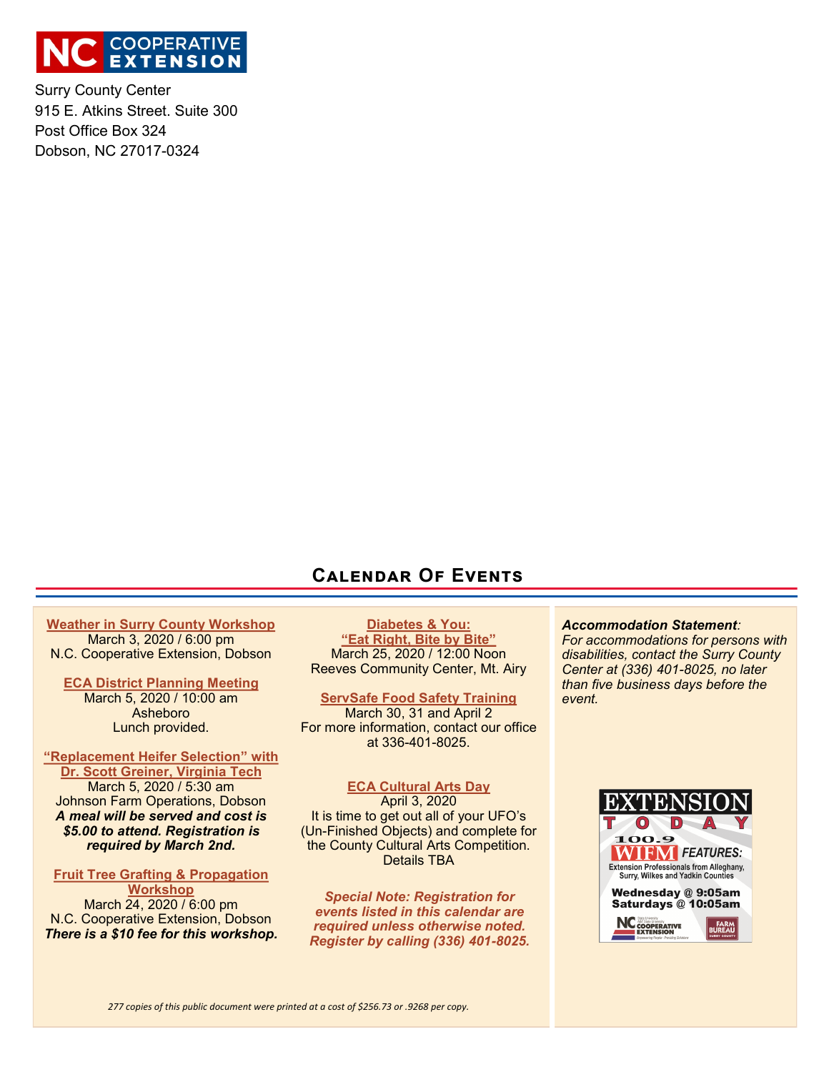Surry County Center
915 E. Atkins Street. Suite 300
Post Office Box 324
Dobson, NC 27017-0324

## Calendar Of Events

**Weather in Surry County Workshop**
March 3, 2020 / 6:00 pm
N.C. Cooperative Extension, Dobson

**ECA District Planning Meeting**
March 5, 2020 / 10:00 am
Asheboro
Lunch provided.

**“Replacement Heifer Selection” with Dr. Scott Greiner, Virginia Tech**
March 5, 2020 / 5:30 am
Johnson Farm Operations, Dobson
***A meal will be served and cost is $5.00 to attend. Registration is required by March 2nd.***

**Fruit Tree Grafting & Propagation Workshop**
March 24, 2020 / 6:00 pm
N.C. Cooperative Extension, Dobson
***There is a $10 fee for this workshop.***

**Diabetes & You: “Eat Right, Bite by Bite”**
March 25, 2020 / 12:00 Noon
Reeves Community Center, Mt. Airy

**ServSafe Food Safety Training**
March 30, 31 and April 2
For more information, contact our office at 336-401-8025.

**ECA Cultural Arts Day**
April 3, 2020
It is time to get out all of your UFO’s (Un-Finished Objects) and complete for the County Cultural Arts Competition. Details TBA

***Special Note: Registration for events listed in this calendar are required unless otherwise noted. Register by calling (336) 401-8025.***

***Accommodation Statement**:*
*For accommodations for persons with disabilities, contact the Surry County Center at (336) 401-8025, no later than five business days before the event.*

EXTENSION TODAY
100.9 WIFM FEATURES:
Extension Professionals from Alleghany, Surry, Wilkes and Yadkin Counties
Wednesday @ 9:05am
Saturdays @ 10:05am

*277 copies of this public document were printed at a cost of $256.73 or .9268 per copy.*